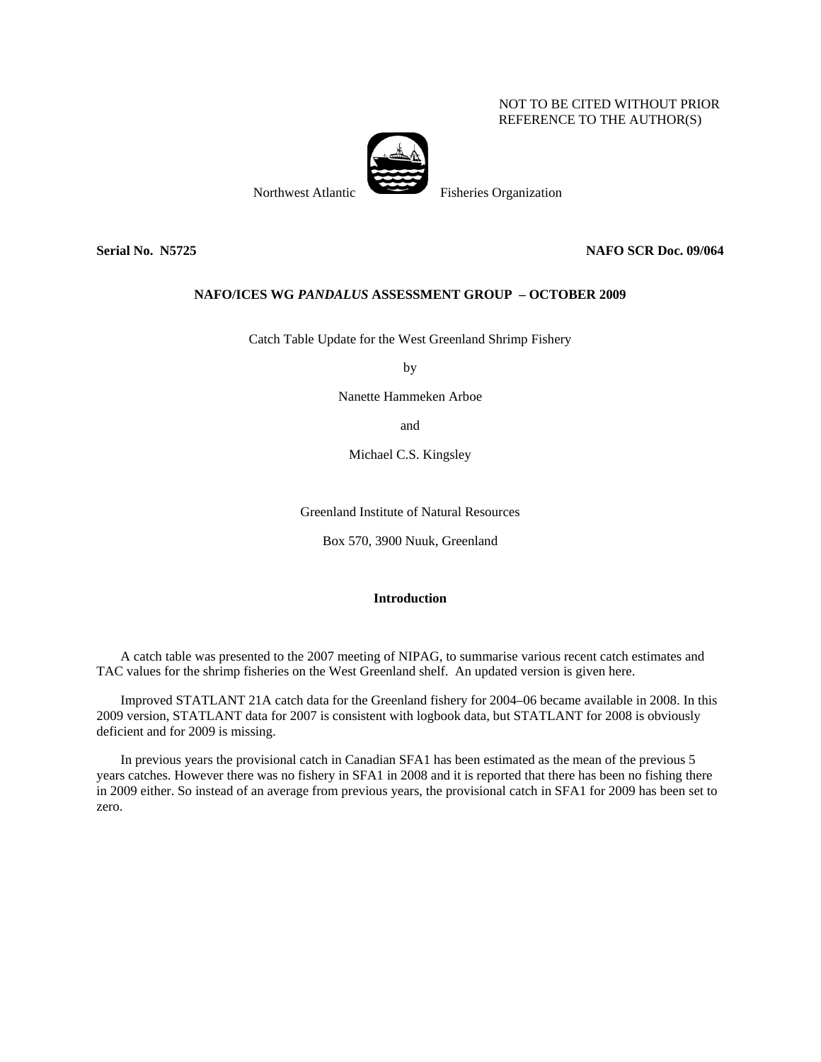NOT TO BE CITED WITHOUT PRIOR
REFERENCE TO THE AUTHOR(S)

Northwest Atlantic Fisheries Organization

**Serial No. N5725** **NAFO SCR Doc. 09/064**

**NAFO/ICES WG *PANDALUS* ASSESSMENT GROUP – OCTOBER 2009**

Catch Table Update for the West Greenland Shrimp Fishery

by

Nanette Hammeken Arboe

and

Michael C.S. Kingsley

Greenland Institute of Natural Resources

Box 570, 3900 Nuuk, Greenland

## Introduction

A catch table was presented to the 2007 meeting of NIPAG, to summarise various recent catch estimates and TAC values for the shrimp fisheries on the West Greenland shelf. An updated version is given here.

Improved STATLANT 21A catch data for the Greenland fishery for 2004–06 became available in 2008. In this 2009 version, STATLANT data for 2007 is consistent with logbook data, but STATLANT for 2008 is obviously deficient and for 2009 is missing.

In previous years the provisional catch in Canadian SFA1 has been estimated as the mean of the previous 5 years catches. However there was no fishery in SFA1 in 2008 and it is reported that there has been no fishing there in 2009 either. So instead of an average from previous years, the provisional catch in SFA1 for 2009 has been set to zero.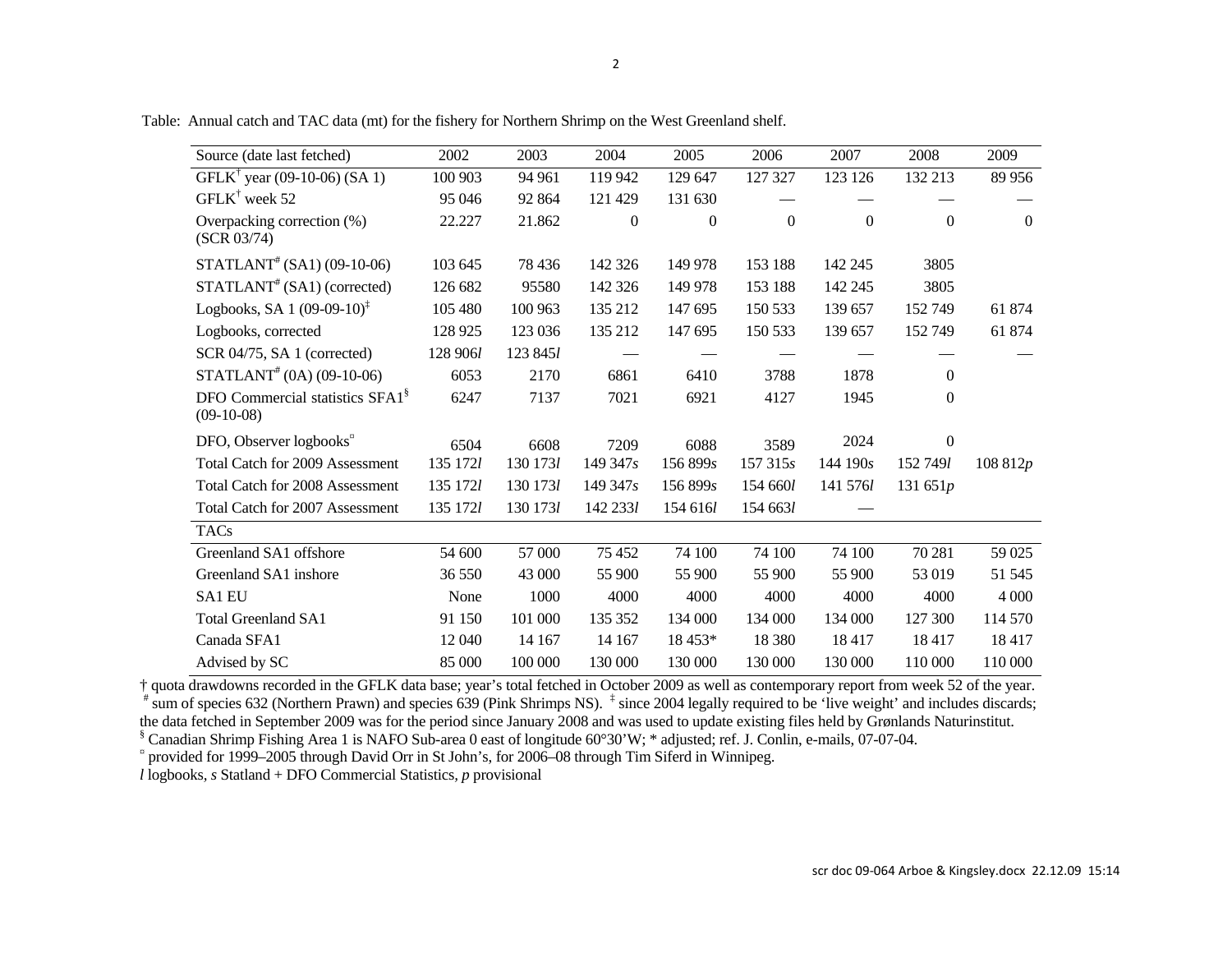Table: Annual catch and TAC data (mt) for the fishery for Northern Shrimp on the West Greenland shelf.

| Source (date last fetched) | 2002 | 2003 | 2004 | 2005 | 2006 | 2007 | 2008 | 2009 |
|---|---|---|---|---|---|---|---|---|
| GFLK† year (09-10-06) (SA 1) | 100 903 | 94 961 | 119 942 | 129 647 | 127 327 | 123 126 | 132 213 | 89 956 |
| GFLK† week 52 | 95 046 | 92 864 | 121 429 | 131 630 | — | — | — | — |
| Overpacking correction (%) (SCR 03/74) | 22.227 | 21.862 | 0 | 0 | 0 | 0 | 0 | 0 |
| STATLANT# (SA1) (09-10-06) | 103 645 | 78 436 | 142 326 | 149 978 | 153 188 | 142 245 | 3805 | |
| STATLANT# (SA1) (corrected) | 126 682 | 95580 | 142 326 | 149 978 | 153 188 | 142 245 | 3805 | |
| Logbooks, SA 1 (09-09-10)‡ | 105 480 | 100 963 | 135 212 | 147 695 | 150 533 | 139 657 | 152 749 | 61 874 |
| Logbooks, corrected | 128 925 | 123 036 | 135 212 | 147 695 | 150 533 | 139 657 | 152 749 | 61 874 |
| SCR 04/75, SA 1 (corrected) | 128 906*l* | 123 845*l* | — | — | — | — | — | — |
| STATLANT# (0A) (09-10-06) | 6053 | 2170 | 6861 | 6410 | 3788 | 1878 | 0 | |
| DFO Commercial statistics SFA1§ (09-10-08) | 6247 | 7137 | 7021 | 6921 | 4127 | 1945 | 0 | |
| DFO, Observer logbooks¤ | 6504 | 6608 | 7209 | 6088 | 3589 | 2024 | 0 | |
| Total Catch for 2009 Assessment | 135 172*l* | 130 173*l* | 149 347*s* | 156 899*s* | 157 315*s* | 144 190*s* | 152 749*l* | 108 812*p* |
| Total Catch for 2008 Assessment | 135 172*l* | 130 173*l* | 149 347*s* | 156 899*s* | 154 660*l* | 141 576*l* | 131 651*p* | |
| Total Catch for 2007 Assessment | 135 172*l* | 130 173*l* | 142 233*l* | 154 616*l* | 154 663*l* | — | | |
| TACs | | | | | | | | |
| Greenland SA1 offshore | 54 600 | 57 000 | 75 452 | 74 100 | 74 100 | 74 100 | 70 281 | 59 025 |
| Greenland SA1 inshore | 36 550 | 43 000 | 55 900 | 55 900 | 55 900 | 55 900 | 53 019 | 51 545 |
| SA1 EU | None | 1000 | 4000 | 4000 | 4000 | 4000 | 4000 | 4 000 |
| Total Greenland SA1 | 91 150 | 101 000 | 135 352 | 134 000 | 134 000 | 134 000 | 127 300 | 114 570 |
| Canada SFA1 | 12 040 | 14 167 | 14 167 | 18 453* | 18 380 | 18 417 | 18 417 | 18 417 |
| Advised by SC | 85 000 | 100 000 | 130 000 | 130 000 | 130 000 | 130 000 | 110 000 | 110 000 |

† quota drawdowns recorded in the GFLK data base; year's total fetched in October 2009 as well as contemporary report from week 52 of the year.
# sum of species 632 (Northern Prawn) and species 639 (Pink Shrimps NS). ‡ since 2004 legally required to be 'live weight' and includes discards; the data fetched in September 2009 was for the period since January 2008 and was used to update existing files held by Grønlands Naturinstitut.
§ Canadian Shrimp Fishing Area 1 is NAFO Sub-area 0 east of longitude 60°30'W; * adjusted; ref. J. Conlin, e-mails, 07-07-04.
¤ provided for 1999–2005 through David Orr in St John's, for 2006–08 through Tim Siferd in Winnipeg.
*l* logbooks, *s* Statland + DFO Commercial Statistics, *p* provisional